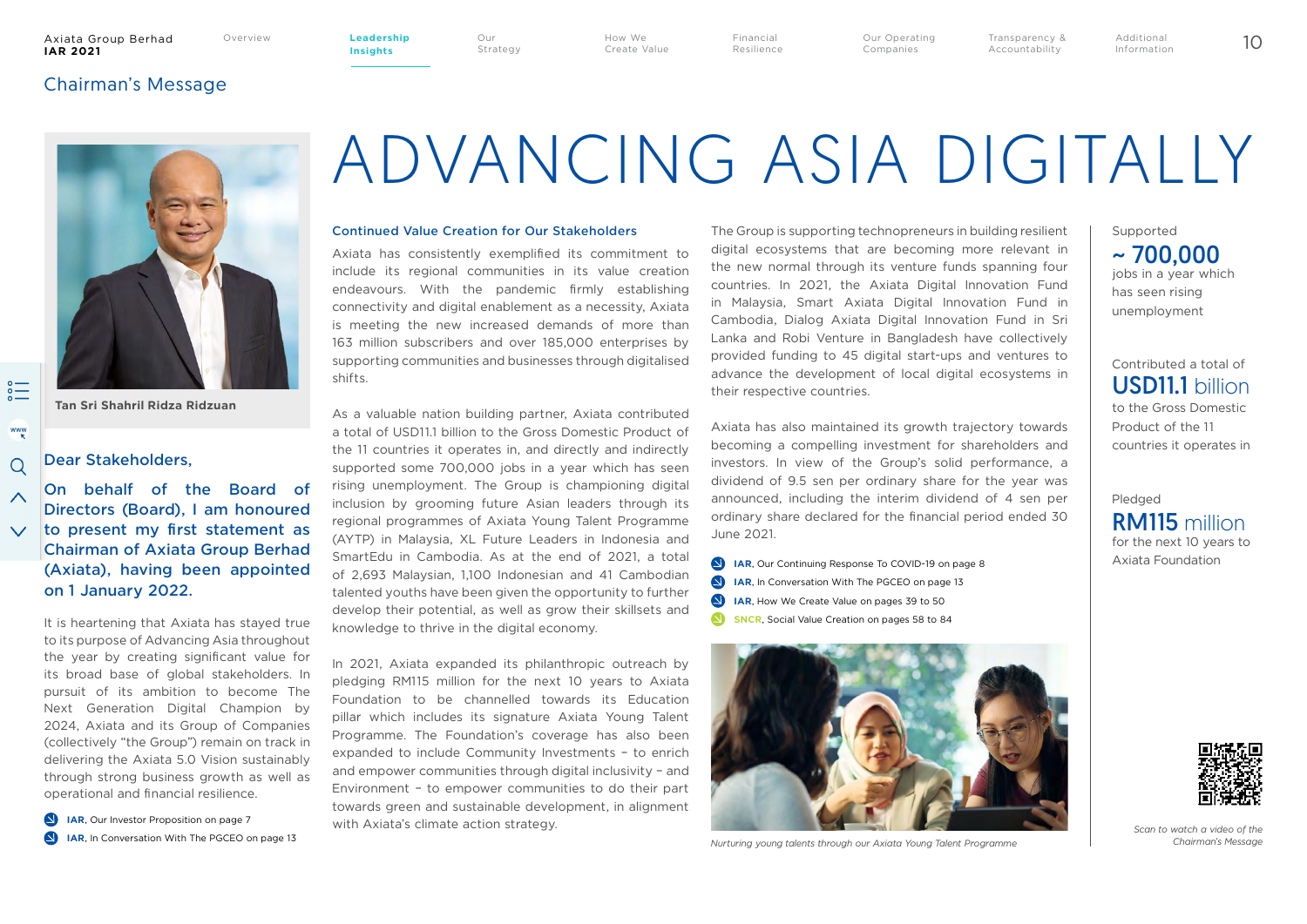## Chairman's Message

# ADVANCING ASIA DIGITALLY

**Tan Sri Shahril Ridza Ridzuan**

### Dear Stakeholders,

**On behalf of the Board of Directors (Board), I am honoured to present my first statement as Chairman of Axiata Group Berhad (Axiata), having been appointed on 1 January 2022.**

It is heartening that Axiata has stayed true to its purpose of Advancing Asia throughout the year by creating significant value for its broad base of global stakeholders. In pursuit of its ambition to become The Next Generation Digital Champion by 2024, Axiata and its Group of Companies (collectively "the Group") remain on track in delivering the Axiata 5.0 Vision sustainably through strong business growth as well as operational and financial resilience.

- **IAR**, Our Investor Proposition on page 7
- **IAR**, In Conversation With The PGCEO on page 13

### Continued Value Creation for Our Stakeholders

Axiata has consistently exemplified its commitment to include its regional communities in its value creation endeavours. With the pandemic firmly establishing connectivity and digital enablement as a necessity, Axiata is meeting the new increased demands of more than 163 million subscribers and over 185,000 enterprises by supporting communities and businesses through digitalised shifts.

As a valuable nation building partner, Axiata contributed a total of USD11.1 billion to the Gross Domestic Product of the 11 countries it operates in, and directly and indirectly supported some 700,000 jobs in a year which has seen rising unemployment. The Group is championing digital inclusion by grooming future Asian leaders through its regional programmes of Axiata Young Talent Programme (AYTP) in Malaysia, XL Future Leaders in Indonesia and SmartEdu in Cambodia. As at the end of 2021, a total of 2,693 Malaysian, 1,100 Indonesian and 41 Cambodian talented youths have been given the opportunity to further develop their potential, as well as grow their skillsets and knowledge to thrive in the digital economy.

In 2021, Axiata expanded its philanthropic outreach by pledging RM115 million for the next 10 years to Axiata Foundation to be channelled towards its Education pillar which includes its signature Axiata Young Talent Programme. The Foundation's coverage has also been expanded to include Community Investments – to enrich and empower communities through digital inclusivity – and Environment – to empower communities to do their part towards green and sustainable development, in alignment with Axiata's climate action strategy.

The Group is supporting technopreneurs in building resilient digital ecosystems that are becoming more relevant in the new normal through its venture funds spanning four countries. In 2021, the Axiata Digital Innovation Fund in Malaysia, Smart Axiata Digital Innovation Fund in Cambodia, Dialog Axiata Digital Innovation Fund in Sri Lanka and Robi Venture in Bangladesh have collectively provided funding to 45 digital start-ups and ventures to advance the development of local digital ecosystems in their respective countries.

Axiata has also maintained its growth trajectory towards becoming a compelling investment for shareholders and investors. In view of the Group's solid performance, a dividend of 9.5 sen per ordinary share for the year was announced, including the interim dividend of 4 sen per ordinary share declared for the financial period ended 30 June 2021.

- **IAR**, Our Continuing Response To COVID-19 on page 8
- **IAR**, In Conversation With The PGCEO on page 13
- **IAR**, How We Create Value on pages 39 to 50
- **SNCR**, Social Value Creation on pages 58 to 84

*Nurturing young talents through our Axiata Young Talent Programme*

Supported **~ 700,000** jobs in a year which has seen rising unemployment

Contributed a total of **USD11.1 billion** to the Gross Domestic Product of the 11 countries it operates in

Pledged **RM115 million** for the next 10 years to Axiata Foundation

*Scan to watch a video of the Chairman's Message*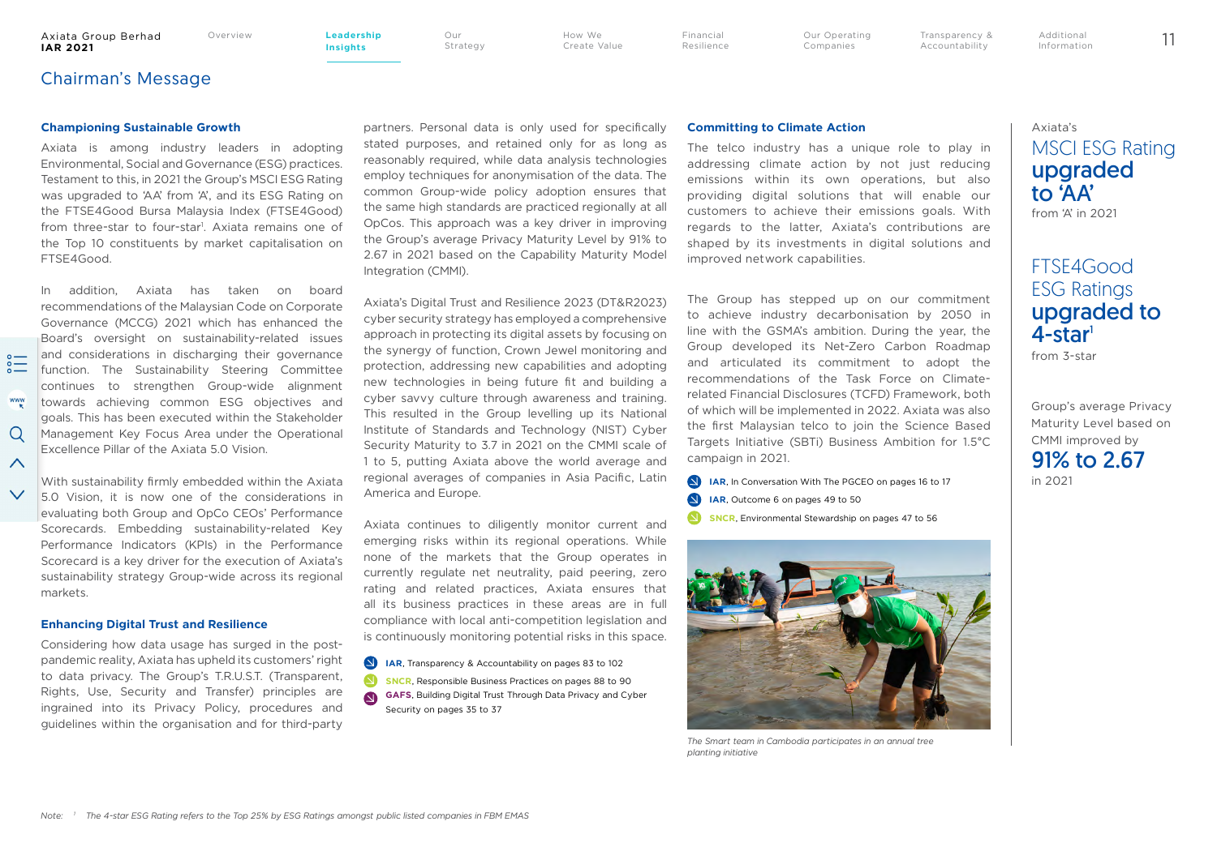## Chairman's Message

### Championing Sustainable Growth

Axiata is among industry leaders in adopting Environmental, Social and Governance (ESG) practices. Testament to this, in 2021 the Group's MSCI ESG Rating was upgraded to 'AA' from 'A', and its ESG Rating on the FTSE4Good Bursa Malaysia Index (FTSE4Good) from three-star to four-star[1]. Axiata remains one of the Top 10 constituents by market capitalisation on FTSE4Good.

In addition, Axiata has taken on board recommendations of the Malaysian Code on Corporate Governance (MCCG) 2021 which has enhanced the Board's oversight on sustainability-related issues and considerations in discharging their governance function. The Sustainability Steering Committee continues to strengthen Group-wide alignment towards achieving common ESG objectives and goals. This has been executed within the Stakeholder Management Key Focus Area under the Operational Excellence Pillar of the Axiata 5.0 Vision.

With sustainability firmly embedded within the Axiata 5.0 Vision, it is now one of the considerations in evaluating both Group and OpCo CEOs' Performance Scorecards. Embedding sustainability-related Key Performance Indicators (KPIs) in the Performance Scorecard is a key driver for the execution of Axiata's sustainability strategy Group-wide across its regional markets.

### Enhancing Digital Trust and Resilience

Considering how data usage has surged in the post-pandemic reality, Axiata has upheld its customers' right to data privacy. The Group's T.R.U.S.T. (Transparent, Rights, Use, Security and Transfer) principles are ingrained into its Privacy Policy, procedures and guidelines within the organisation and for third-party partners. Personal data is only used for specifically stated purposes, and retained only for as long as reasonably required, while data analysis technologies employ techniques for anonymisation of the data. The common Group-wide policy adoption ensures that the same high standards are practiced regionally at all OpCos. This approach was a key driver in improving the Group's average Privacy Maturity Level by 91% to 2.67 in 2021 based on the Capability Maturity Model Integration (CMMI).

Axiata's Digital Trust and Resilience 2023 (DT&R2023) cyber security strategy has employed a comprehensive approach in protecting its digital assets by focusing on the synergy of function, Crown Jewel monitoring and protection, addressing new capabilities and adopting new technologies in being future fit and building a cyber savvy culture through awareness and training. This resulted in the Group levelling up its National Institute of Standards and Technology (NIST) Cyber Security Maturity to 3.7 in 2021 on the CMMI scale of 1 to 5, putting Axiata above the world average and regional averages of companies in Asia Pacific, Latin America and Europe.

Axiata continues to diligently monitor current and emerging risks within its regional operations. While none of the markets that the Group operates in currently regulate net neutrality, paid peering, zero rating and related practices, Axiata ensures that all its business practices in these areas are in full compliance with local anti-competition legislation and is continuously monitoring potential risks in this space.

- **IAR**, Transparency & Accountability on pages 83 to 102
- **SNCR**, Responsible Business Practices on pages 88 to 90
- **GAFS**, Building Digital Trust Through Data Privacy and Cyber Security on pages 35 to 37

### Committing to Climate Action

The telco industry has a unique role to play in addressing climate action by not just reducing emissions within its own operations, but also providing digital solutions that will enable our customers to achieve their emissions goals. With regards to the latter, Axiata's contributions are shaped by its investments in digital solutions and improved network capabilities.

The Group has stepped up on our commitment to achieve industry decarbonisation by 2050 in line with the GSMA's ambition. During the year, the Group developed its Net-Zero Carbon Roadmap and articulated its commitment to adopt the recommendations of the Task Force on Climate-related Financial Disclosures (TCFD) Framework, both of which will be implemented in 2022. Axiata was also the first Malaysian telco to join the Science Based Targets Initiative (SBTi) Business Ambition for 1.5°C campaign in 2021.

- **IAR**, In Conversation With The PGCEO on pages 16 to 17
- **IAR**, Outcome 6 on pages 49 to 50
- **SNCR**, Environmental Stewardship on pages 47 to 56

*The Smart team in Cambodia participates in an annual tree planting initiative*

Axiata's MSCI ESG Rating **upgraded to 'AA'** from 'A' in 2021

FTSE4Good ESG Ratings **upgraded to 4-star[1]** from 3-star

Group's average Privacy Maturity Level based on CMMI improved by **91% to 2.67** in 2021

*Note: [1] The 4-star ESG Rating refers to the Top 25% by ESG Ratings amongst public listed companies in FBM EMAS*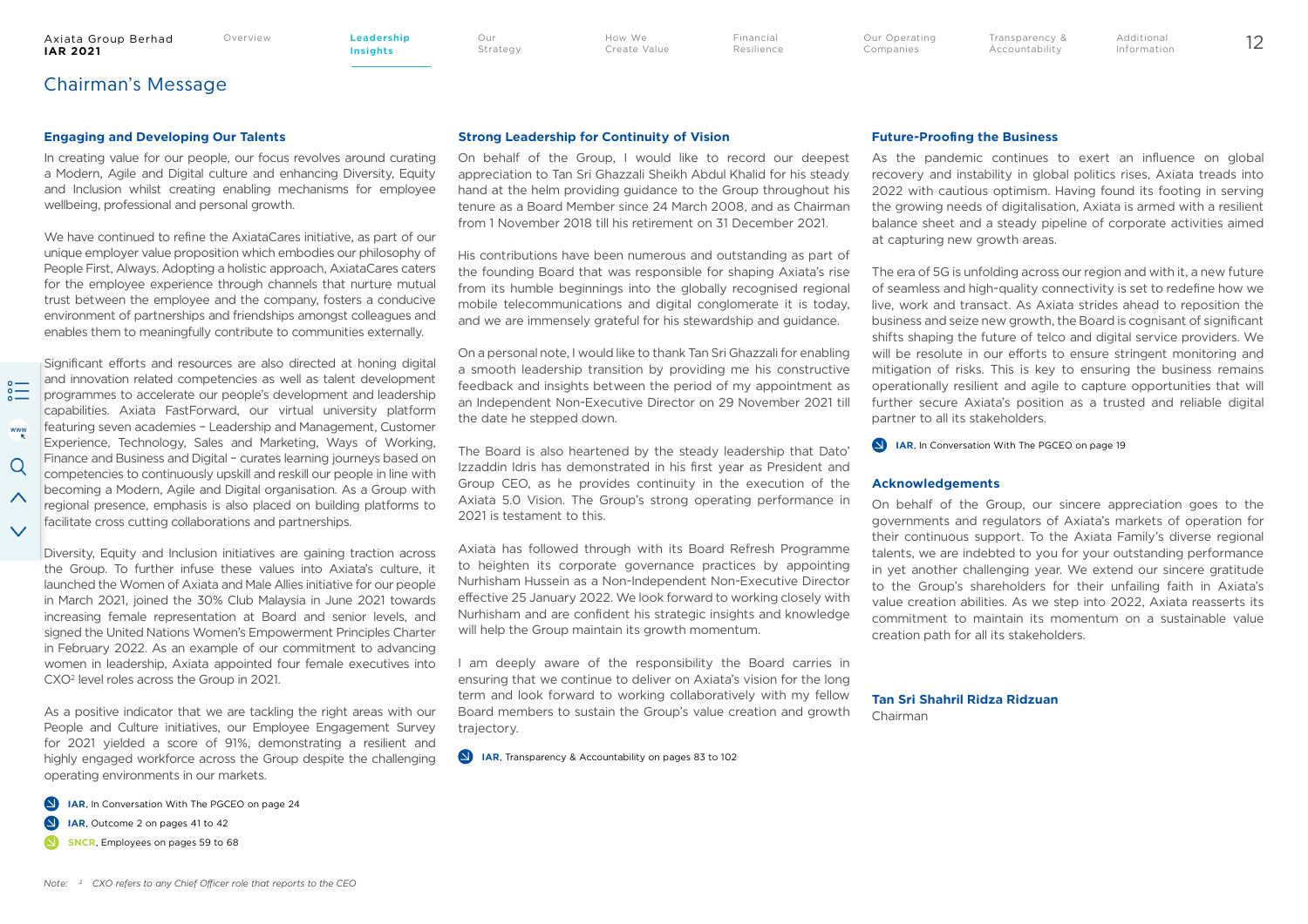## Chairman's Message

### Engaging and Developing Our Talents

In creating value for our people, our focus revolves around curating a Modern, Agile and Digital culture and enhancing Diversity, Equity and Inclusion whilst creating enabling mechanisms for employee wellbeing, professional and personal growth.

We have continued to refine the AxiataCares initiative, as part of our unique employer value proposition which embodies our philosophy of People First, Always. Adopting a holistic approach, AxiataCares caters for the employee experience through channels that nurture mutual trust between the employee and the company, fosters a conducive environment of partnerships and friendships amongst colleagues and enables them to meaningfully contribute to communities externally.

Significant efforts and resources are also directed at honing digital and innovation related competencies as well as talent development programmes to accelerate our people's development and leadership capabilities. Axiata FastForward, our virtual university platform featuring seven academies – Leadership and Management, Customer Experience, Technology, Sales and Marketing, Ways of Working, Finance and Business and Digital – curates learning journeys based on competencies to continuously upskill and reskill our people in line with becoming a Modern, Agile and Digital organisation. As a Group with regional presence, emphasis is also placed on building platforms to facilitate cross cutting collaborations and partnerships.

Diversity, Equity and Inclusion initiatives are gaining traction across the Group. To further infuse these values into Axiata's culture, it launched the Women of Axiata and Male Allies initiative for our people in March 2021, joined the 30% Club Malaysia in June 2021 towards increasing female representation at Board and senior levels, and signed the United Nations Women's Empowerment Principles Charter in February 2022. As an example of our commitment to advancing women in leadership, Axiata appointed four female executives into CXO[2] level roles across the Group in 2021.

As a positive indicator that we are tackling the right areas with our People and Culture initiatives, our Employee Engagement Survey for 2021 yielded a score of 91%, demonstrating a resilient and highly engaged workforce across the Group despite the challenging operating environments in our markets.

**IAR**, In Conversation With The PGCEO on page 24

**IAR**, Outcome 2 on pages 41 to 42

**SNCR**, Employees on pages 59 to 68

### Strong Leadership for Continuity of Vision

On behalf of the Group, I would like to record our deepest appreciation to Tan Sri Ghazzali Sheikh Abdul Khalid for his steady hand at the helm providing guidance to the Group throughout his tenure as a Board Member since 24 March 2008, and as Chairman from 1 November 2018 till his retirement on 31 December 2021.

His contributions have been numerous and outstanding as part of the founding Board that was responsible for shaping Axiata's rise from its humble beginnings into the globally recognised regional mobile telecommunications and digital conglomerate it is today, and we are immensely grateful for his stewardship and guidance.

On a personal note, I would like to thank Tan Sri Ghazzali for enabling a smooth leadership transition by providing me his constructive feedback and insights between the period of my appointment as an Independent Non-Executive Director on 29 November 2021 till the date he stepped down.

The Board is also heartened by the steady leadership that Dato' Izzaddin Idris has demonstrated in his first year as President and Group CEO, as he provides continuity in the execution of the Axiata 5.0 Vision. The Group's strong operating performance in 2021 is testament to this.

Axiata has followed through with its Board Refresh Programme to heighten its corporate governance practices by appointing Nurhisham Hussein as a Non-Independent Non-Executive Director effective 25 January 2022. We look forward to working closely with Nurhisham and are confident his strategic insights and knowledge will help the Group maintain its growth momentum.

I am deeply aware of the responsibility the Board carries in ensuring that we continue to deliver on Axiata's vision for the long term and look forward to working collaboratively with my fellow Board members to sustain the Group's value creation and growth trajectory.

**IAR**, Transparency & Accountability on pages 83 to 102

### Future-Proofing the Business

As the pandemic continues to exert an influence on global recovery and instability in global politics rises, Axiata treads into 2022 with cautious optimism. Having found its footing in serving the growing needs of digitalisation, Axiata is armed with a resilient balance sheet and a steady pipeline of corporate activities aimed at capturing new growth areas.

The era of 5G is unfolding across our region and with it, a new future of seamless and high-quality connectivity is set to redefine how we live, work and transact. As Axiata strides ahead to reposition the business and seize new growth, the Board is cognisant of significant shifts shaping the future of telco and digital service providers. We will be resolute in our efforts to ensure stringent monitoring and mitigation of risks. This is key to ensuring the business remains operationally resilient and agile to capture opportunities that will further secure Axiata's position as a trusted and reliable digital partner to all its stakeholders.

**IAR**, In Conversation With The PGCEO on page 19

### Acknowledgements

On behalf of the Group, our sincere appreciation goes to the governments and regulators of Axiata's markets of operation for their continuous support. To the Axiata Family's diverse regional talents, we are indebted to you for your outstanding performance in yet another challenging year. We extend our sincere gratitude to the Group's shareholders for their unfailing faith in Axiata's value creation abilities. As we step into 2022, Axiata reasserts its commitment to maintain its momentum on a sustainable value creation path for all its stakeholders.

**Tan Sri Shahril Ridza Ridzuan**
Chairman

*Note: [2] CXO refers to any Chief Officer role that reports to the CEO*